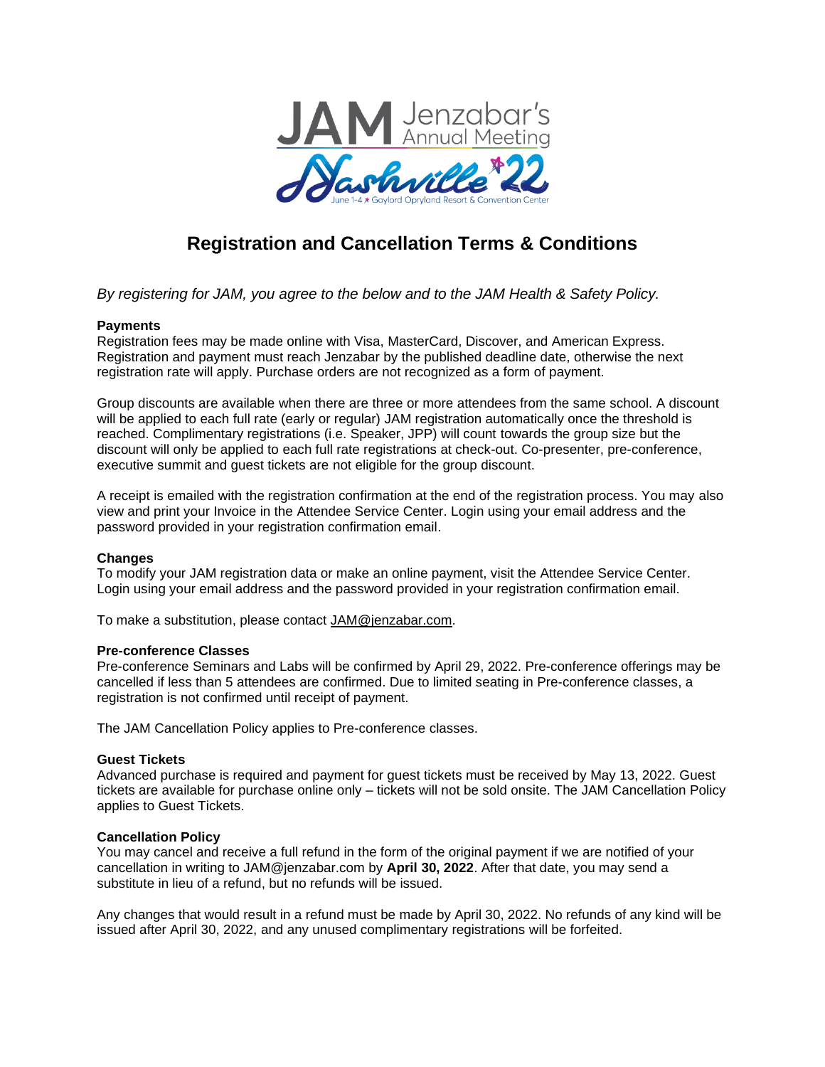JAM Jenzabar's Annual Meeting

Nashville '22

June 1-4 ★ Gaylord Opryland Resort & Convention Center

# Registration and Cancellation Terms & Conditions

*By registering for JAM, you agree to the below and to the JAM Health & Safety Policy.*

**Payments**

Registration fees may be made online with Visa, MasterCard, Discover, and American Express. Registration and payment must reach Jenzabar by the published deadline date, otherwise the next registration rate will apply. Purchase orders are not recognized as a form of payment.

Group discounts are available when there are three or more attendees from the same school. A discount will be applied to each full rate (early or regular) JAM registration automatically once the threshold is reached. Complimentary registrations (i.e. Speaker, JPP) will count towards the group size but the discount will only be applied to each full rate registrations at check-out. Co-presenter, pre-conference, executive summit and guest tickets are not eligible for the group discount.

A receipt is emailed with the registration confirmation at the end of the registration process. You may also view and print your Invoice in the Attendee Service Center. Login using your email address and the password provided in your registration confirmation email.

**Changes**

To modify your JAM registration data or make an online payment, visit the Attendee Service Center. Login using your email address and the password provided in your registration confirmation email.

To make a substitution, please contact JAM@jenzabar.com.

**Pre-conference Classes**

Pre-conference Seminars and Labs will be confirmed by April 29, 2022. Pre-conference offerings may be cancelled if less than 5 attendees are confirmed. Due to limited seating in Pre-conference classes, a registration is not confirmed until receipt of payment.

The JAM Cancellation Policy applies to Pre-conference classes.

**Guest Tickets**

Advanced purchase is required and payment for guest tickets must be received by May 13, 2022. Guest tickets are available for purchase online only – tickets will not be sold onsite. The JAM Cancellation Policy applies to Guest Tickets.

**Cancellation Policy**

You may cancel and receive a full refund in the form of the original payment if we are notified of your cancellation in writing to JAM@jenzabar.com by **April 30, 2022**. After that date, you may send a substitute in lieu of a refund, but no refunds will be issued.

Any changes that would result in a refund must be made by April 30, 2022. No refunds of any kind will be issued after April 30, 2022, and any unused complimentary registrations will be forfeited.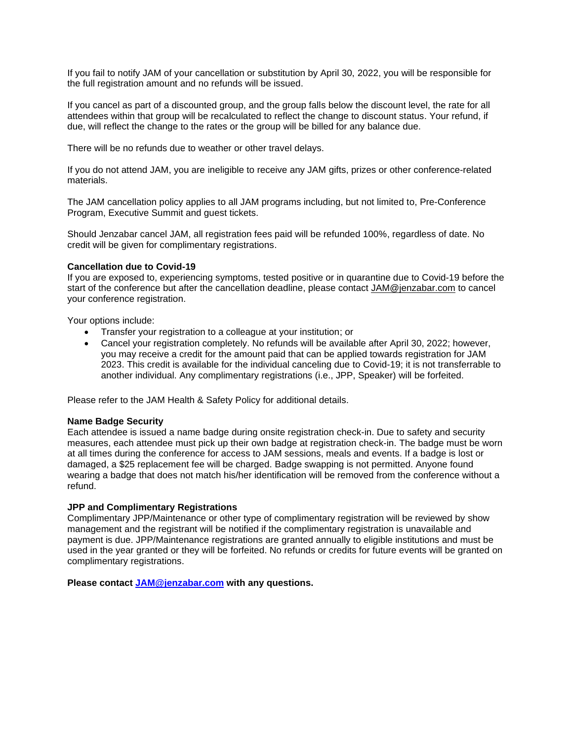If you fail to notify JAM of your cancellation or substitution by April 30, 2022, you will be responsible for the full registration amount and no refunds will be issued.

If you cancel as part of a discounted group, and the group falls below the discount level, the rate for all attendees within that group will be recalculated to reflect the change to discount status. Your refund, if due, will reflect the change to the rates or the group will be billed for any balance due.

There will be no refunds due to weather or other travel delays.

If you do not attend JAM, you are ineligible to receive any JAM gifts, prizes or other conference-related materials.

The JAM cancellation policy applies to all JAM programs including, but not limited to, Pre-Conference Program, Executive Summit and guest tickets.

Should Jenzabar cancel JAM, all registration fees paid will be refunded 100%, regardless of date. No credit will be given for complimentary registrations.

**Cancellation due to Covid-19**
If you are exposed to, experiencing symptoms, tested positive or in quarantine due to Covid-19 before the start of the conference but after the cancellation deadline, please contact JAM@jenzabar.com to cancel your conference registration.

Your options include:

- Transfer your registration to a colleague at your institution; or
- Cancel your registration completely. No refunds will be available after April 30, 2022; however, you may receive a credit for the amount paid that can be applied towards registration for JAM 2023. This credit is available for the individual canceling due to Covid-19; it is not transferrable to another individual. Any complimentary registrations (i.e., JPP, Speaker) will be forfeited.

Please refer to the JAM Health & Safety Policy for additional details.

**Name Badge Security**
Each attendee is issued a name badge during onsite registration check-in. Due to safety and security measures, each attendee must pick up their own badge at registration check-in. The badge must be worn at all times during the conference for access to JAM sessions, meals and events. If a badge is lost or damaged, a $25 replacement fee will be charged. Badge swapping is not permitted. Anyone found wearing a badge that does not match his/her identification will be removed from the conference without a refund.

**JPP and Complimentary Registrations**
Complimentary JPP/Maintenance or other type of complimentary registration will be reviewed by show management and the registrant will be notified if the complimentary registration is unavailable and payment is due. JPP/Maintenance registrations are granted annually to eligible institutions and must be used in the year granted or they will be forfeited. No refunds or credits for future events will be granted on complimentary registrations.

**Please contact JAM@jenzabar.com with any questions.**